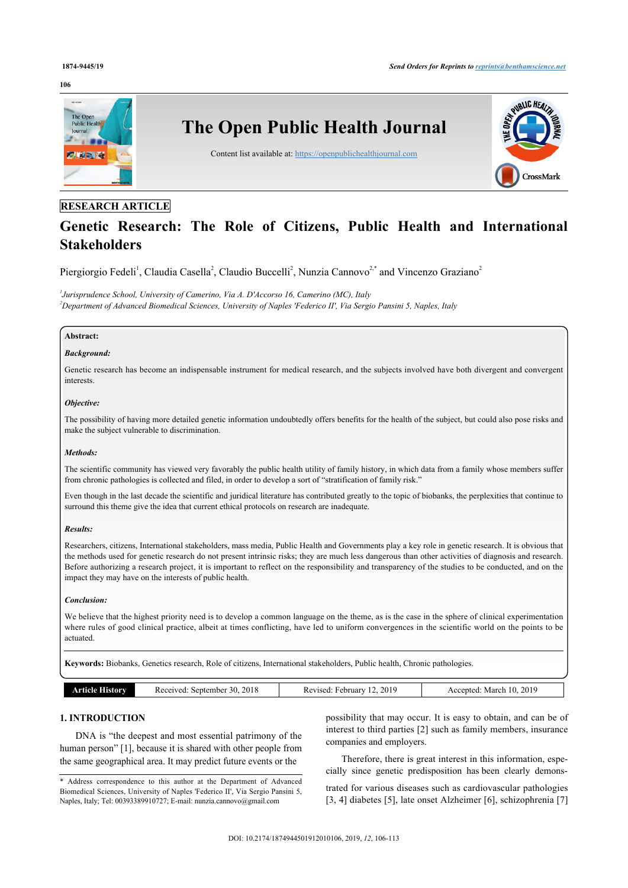RESEARCH ARTICLE

# Genetic Research: The Role of Citizens, Public Health and International Stakeholders

Piergiorgio Fedeli[1], Claudia Casella[2], Claudio Buccelli[2], Nunzia Cannovo[2,*] and Vincenzo Graziano[2]

[1]*Jurisprudence School, University of Camerino, Via A. D'Accorso 16, Camerino (MC), Italy*
[2]*Department of Advanced Biomedical Sciences, University of Naples 'Federico II', Via Sergio Pansini 5, Naples, Italy*

**Abstract:**

***Background:***

Genetic research has become an indispensable instrument for medical research, and the subjects involved have both divergent and convergent interests.

***Objective:***

The possibility of having more detailed genetic information undoubtedly offers benefits for the health of the subject, but could also pose risks and make the subject vulnerable to discrimination.

***Methods:***

The scientific community has viewed very favorably the public health utility of family history, in which data from a family whose members suffer from chronic pathologies is collected and filed, in order to develop a sort of "stratification of family risk."

Even though in the last decade the scientific and juridical literature has contributed greatly to the topic of biobanks, the perplexities that continue to surround this theme give the idea that current ethical protocols on research are inadequate.

***Results:***

Researchers, citizens, International stakeholders, mass media, Public Health and Governments play a key role in genetic research. It is obvious that the methods used for genetic research do not present intrinsic risks; they are much less dangerous than other activities of diagnosis and research. Before authorizing a research project, it is important to reflect on the responsibility and transparency of the studies to be conducted, and on the impact they may have on the interests of public health.

***Conclusion:***

We believe that the highest priority need is to develop a common language on the theme, as is the case in the sphere of clinical experimentation where rules of good clinical practice, albeit at times conflicting, have led to uniform convergences in the scientific world on the points to be actuated.

**Keywords:** Biobanks, Genetics research, Role of citizens, International stakeholders, Public health, Chronic pathologies.

| Article History | Received: September 30, 2018 | Revised: February 12, 2019 | Accepted: March 10, 2019 |
| --- | --- | --- | --- |

## 1. INTRODUCTION

DNA is "the deepest and most essential patrimony of the human person" [1], because it is shared with other people from the same geographical area. It may predict future events or the possibility that may occur. It is easy to obtain, and can be of interest to third parties [2] such as family members, insurance companies and employers.

Therefore, there is great interest in this information, especially since genetic predisposition has been clearly demonstrated for various diseases such as cardiovascular pathologies [3, 4] diabetes [5], late onset Alzheimer [6], schizophrenia [7]

* Address correspondence to this author at the Department of Advanced Biomedical Sciences, University of Naples 'Federico II', Via Sergio Pansini 5, Naples, Italy; Tel: 00393389910727; E-mail: nunzia.cannovo@gmail.com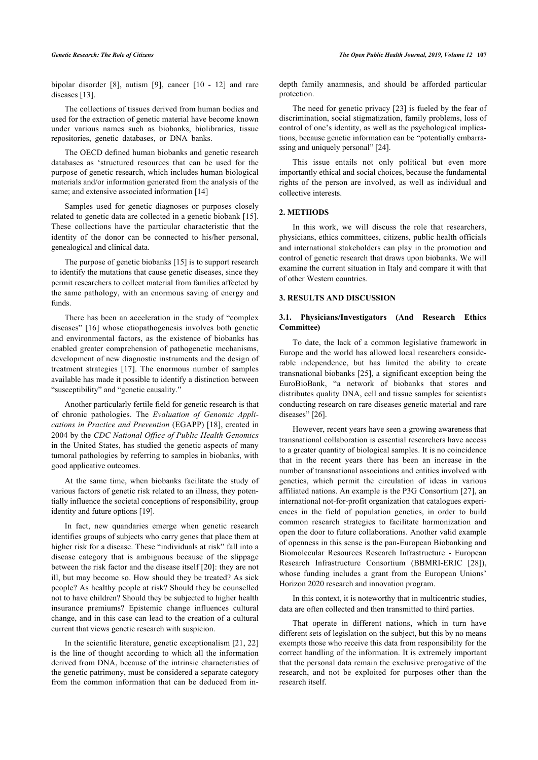bipolar disorder [8], autism [9], cancer [10 - 12] and rare diseases [13].

The collections of tissues derived from human bodies and used for the extraction of genetic material have become known under various names such as biobanks, biolibraries, tissue repositories, genetic databases, or DNA banks.

The OECD defined human biobanks and genetic research databases as 'structured resources that can be used for the purpose of genetic research, which includes human biological materials and/or information generated from the analysis of the same; and extensive associated information [14]

Samples used for genetic diagnoses or purposes closely related to genetic data are collected in a genetic biobank [15]. These collections have the particular characteristic that the identity of the donor can be connected to his/her personal, genealogical and clinical data.

The purpose of genetic biobanks [15] is to support research to identify the mutations that cause genetic diseases, since they permit researchers to collect material from families affected by the same pathology, with an enormous saving of energy and funds.

There has been an acceleration in the study of "complex diseases" [16] whose etiopathogenesis involves both genetic and environmental factors, as the existence of biobanks has enabled greater comprehension of pathogenetic mechanisms, development of new diagnostic instruments and the design of treatment strategies [17]. The enormous number of samples available has made it possible to identify a distinction between "susceptibility" and "genetic causality."

Another particularly fertile field for genetic research is that of chronic pathologies. The *Evaluation of Genomic Applications in Practice and Prevention* (EGAPP) [18], created in 2004 by the *CDC National Office of Public Health Genomics* in the United States, has studied the genetic aspects of many tumoral pathologies by referring to samples in biobanks, with good applicative outcomes.

At the same time, when biobanks facilitate the study of various factors of genetic risk related to an illness, they potentially influence the societal conceptions of responsibility, group identity and future options [19].

In fact, new quandaries emerge when genetic research identifies groups of subjects who carry genes that place them at higher risk for a disease. These "individuals at risk" fall into a disease category that is ambiguous because of the slippage between the risk factor and the disease itself [20]: they are not ill, but may become so. How should they be treated? As sick people? As healthy people at risk? Should they be counselled not to have children? Should they be subjected to higher health insurance premiums? Epistemic change influences cultural change, and in this case can lead to the creation of a cultural current that views genetic research with suspicion.

In the scientific literature, genetic exceptionalism [21, 22] is the line of thought according to which all the information derived from DNA, because of the intrinsic characteristics of the genetic patrimony, must be considered a separate category from the common information that can be deduced from in-depth family anamnesis, and should be afforded particular protection.

The need for genetic privacy [23] is fueled by the fear of discrimination, social stigmatization, family problems, loss of control of one's identity, as well as the psychological implications, because genetic information can be "potentially embarrassing and uniquely personal" [24].

This issue entails not only political but even more importantly ethical and social choices, because the fundamental rights of the person are involved, as well as individual and collective interests.

## 2. METHODS

In this work, we will discuss the role that researchers, physicians, ethics committees, citizens, public health officials and international stakeholders can play in the promotion and control of genetic research that draws upon biobanks. We will examine the current situation in Italy and compare it with that of other Western countries.

## 3. RESULTS AND DISCUSSION

### 3.1. Physicians/Investigators (And Research Ethics Committee)

To date, the lack of a common legislative framework in Europe and the world has allowed local researchers considerable independence, but has limited the ability to create transnational biobanks [25], a significant exception being the EuroBioBank, "a network of biobanks that stores and distributes quality DNA, cell and tissue samples for scientists conducting research on rare diseases genetic material and rare diseases" [26].

However, recent years have seen a growing awareness that transnational collaboration is essential researchers have access to a greater quantity of biological samples. It is no coincidence that in the recent years there has been an increase in the number of transnational associations and entities involved with genetics, which permit the circulation of ideas in various affiliated nations. An example is the P3G Consortium [27], an international not-for-profit organization that catalogues experiences in the field of population genetics, in order to build common research strategies to facilitate harmonization and open the door to future collaborations. Another valid example of openness in this sense is the pan-European Biobanking and Biomolecular Resources Research Infrastructure - European Research Infrastructure Consortium (BBMRI-ERIC [28]), whose funding includes a grant from the European Unions' Horizon 2020 research and innovation program.

In this context, it is noteworthy that in multicentric studies, data are often collected and then transmitted to third parties.

That operate in different nations, which in turn have different sets of legislation on the subject, but this by no means exempts those who receive this data from responsibility for the correct handling of the information. It is extremely important that the personal data remain the exclusive prerogative of the research, and not be exploited for purposes other than the research itself.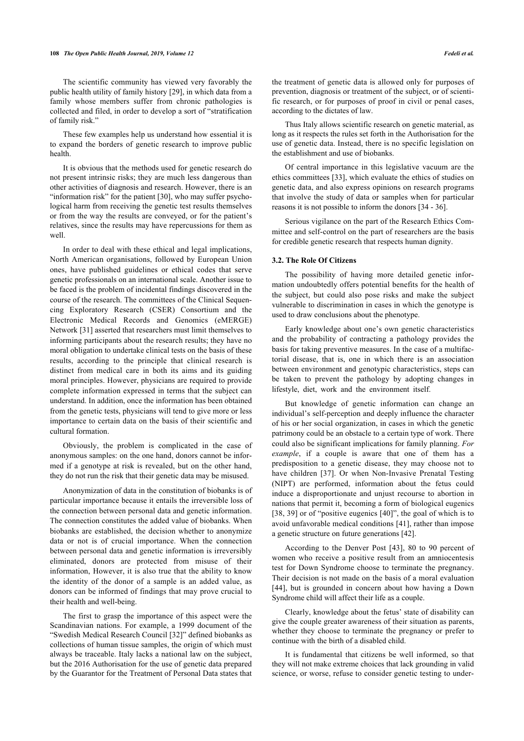The scientific community has viewed very favorably the public health utility of family history [29], in which data from a family whose members suffer from chronic pathologies is collected and filed, in order to develop a sort of "stratification of family risk."

These few examples help us understand how essential it is to expand the borders of genetic research to improve public health.

It is obvious that the methods used for genetic research do not present intrinsic risks; they are much less dangerous than other activities of diagnosis and research. However, there is an "information risk" for the patient [30], who may suffer psychological harm from receiving the genetic test results themselves or from the way the results are conveyed, or for the patient's relatives, since the results may have repercussions for them as well.

In order to deal with these ethical and legal implications, North American organisations, followed by European Union ones, have published guidelines or ethical codes that serve genetic professionals on an international scale. Another issue to be faced is the problem of incidental findings discovered in the course of the research. The committees of the Clinical Sequencing Exploratory Research (CSER) Consortium and the Electronic Medical Records and Genomics (eMERGE) Network [31] asserted that researchers must limit themselves to informing participants about the research results; they have no moral obligation to undertake clinical tests on the basis of these results, according to the principle that clinical research is distinct from medical care in both its aims and its guiding moral principles. However, physicians are required to provide complete information expressed in terms that the subject can understand. In addition, once the information has been obtained from the genetic tests, physicians will tend to give more or less importance to certain data on the basis of their scientific and cultural formation.

Obviously, the problem is complicated in the case of anonymous samples: on the one hand, donors cannot be informed if a genotype at risk is revealed, but on the other hand, they do not run the risk that their genetic data may be misused.

Anonymization of data in the constitution of biobanks is of particular importance because it entails the irreversible loss of the connection between personal data and genetic information. The connection constitutes the added value of biobanks. When biobanks are established, the decision whether to anonymize data or not is of crucial importance. When the connection between personal data and genetic information is irreversibly eliminated, donors are protected from misuse of their information, However, it is also true that the ability to know the identity of the donor of a sample is an added value, as donors can be informed of findings that may prove crucial to their health and well-being.

The first to grasp the importance of this aspect were the Scandinavian nations. For example, a 1999 document of the "Swedish Medical Research Council [32]" defined biobanks as collections of human tissue samples, the origin of which must always be traceable. Italy lacks a national law on the subject, but the 2016 Authorisation for the use of genetic data prepared by the Guarantor for the Treatment of Personal Data states that the treatment of genetic data is allowed only for purposes of prevention, diagnosis or treatment of the subject, or of scientific research, or for purposes of proof in civil or penal cases, according to the dictates of law.

Thus Italy allows scientific research on genetic material, as long as it respects the rules set forth in the Authorisation for the use of genetic data. Instead, there is no specific legislation on the establishment and use of biobanks.

Of central importance in this legislative vacuum are the ethics committees [33], which evaluate the ethics of studies on genetic data, and also express opinions on research programs that involve the study of data or samples when for particular reasons it is not possible to inform the donors [34 - 36].

Serious vigilance on the part of the Research Ethics Committee and self-control on the part of researchers are the basis for credible genetic research that respects human dignity.

### 3.2. The Role Of Citizens

The possibility of having more detailed genetic information undoubtedly offers potential benefits for the health of the subject, but could also pose risks and make the subject vulnerable to discrimination in cases in which the genotype is used to draw conclusions about the phenotype.

Early knowledge about one's own genetic characteristics and the probability of contracting a pathology provides the basis for taking preventive measures. In the case of a multifactorial disease, that is, one in which there is an association between environment and genotypic characteristics, steps can be taken to prevent the pathology by adopting changes in lifestyle, diet, work and the environment itself.

But knowledge of genetic information can change an individual's self-perception and deeply influence the character of his or her social organization, in cases in which the genetic patrimony could be an obstacle to a certain type of work. There could also be significant implications for family planning. *For example*, if a couple is aware that one of them has a predisposition to a genetic disease, they may choose not to have children [37]. Or when Non-Invasive Prenatal Testing (NIPT) are performed, information about the fetus could induce a disproportionate and unjust recourse to abortion in nations that permit it, becoming a form of biological eugenics [38, 39] or of "positive eugenics [40]", the goal of which is to avoid unfavorable medical conditions [41], rather than impose a genetic structure on future generations [42].

According to the Denver Post [43], 80 to 90 percent of women who receive a positive result from an amniocentesis test for Down Syndrome choose to terminate the pregnancy. Their decision is not made on the basis of a moral evaluation [44], but is grounded in concern about how having a Down Syndrome child will affect their life as a couple.

Clearly, knowledge about the fetus' state of disability can give the couple greater awareness of their situation as parents, whether they choose to terminate the pregnancy or prefer to continue with the birth of a disabled child.

It is fundamental that citizens be well informed, so that they will not make extreme choices that lack grounding in valid science, or worse, refuse to consider genetic testing to under-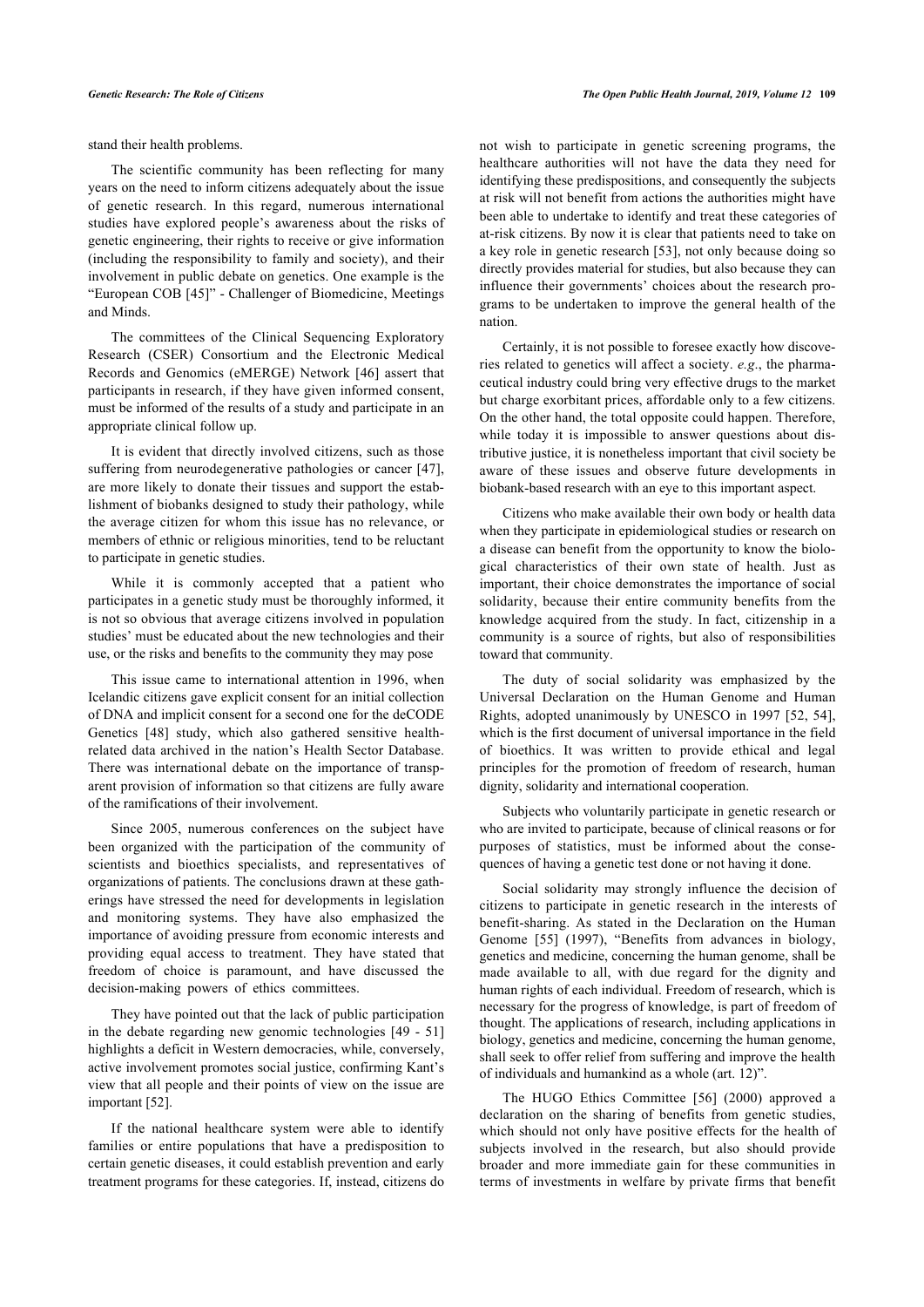stand their health problems.

The scientific community has been reflecting for many years on the need to inform citizens adequately about the issue of genetic research. In this regard, numerous international studies have explored people's awareness about the risks of genetic engineering, their rights to receive or give information (including the responsibility to family and society), and their involvement in public debate on genetics. One example is the "European COB [45]" - Challenger of Biomedicine, Meetings and Minds.

The committees of the Clinical Sequencing Exploratory Research (CSER) Consortium and the Electronic Medical Records and Genomics (eMERGE) Network [46] assert that participants in research, if they have given informed consent, must be informed of the results of a study and participate in an appropriate clinical follow up.

It is evident that directly involved citizens, such as those suffering from neurodegenerative pathologies or cancer [47], are more likely to donate their tissues and support the establishment of biobanks designed to study their pathology, while the average citizen for whom this issue has no relevance, or members of ethnic or religious minorities, tend to be reluctant to participate in genetic studies.

While it is commonly accepted that a patient who participates in a genetic study must be thoroughly informed, it is not so obvious that average citizens involved in population studies' must be educated about the new technologies and their use, or the risks and benefits to the community they may pose

This issue came to international attention in 1996, when Icelandic citizens gave explicit consent for an initial collection of DNA and implicit consent for a second one for the deCODE Genetics [48] study, which also gathered sensitive health-related data archived in the nation's Health Sector Database. There was international debate on the importance of transparent provision of information so that citizens are fully aware of the ramifications of their involvement.

Since 2005, numerous conferences on the subject have been organized with the participation of the community of scientists and bioethics specialists, and representatives of organizations of patients. The conclusions drawn at these gatherings have stressed the need for developments in legislation and monitoring systems. They have also emphasized the importance of avoiding pressure from economic interests and providing equal access to treatment. They have stated that freedom of choice is paramount, and have discussed the decision-making powers of ethics committees.

They have pointed out that the lack of public participation in the debate regarding new genomic technologies [49 - 51] highlights a deficit in Western democracies, while, conversely, active involvement promotes social justice, confirming Kant's view that all people and their points of view on the issue are important [52].

If the national healthcare system were able to identify families or entire populations that have a predisposition to certain genetic diseases, it could establish prevention and early treatment programs for these categories. If, instead, citizens do not wish to participate in genetic screening programs, the healthcare authorities will not have the data they need for identifying these predispositions, and consequently the subjects at risk will not benefit from actions the authorities might have been able to undertake to identify and treat these categories of at-risk citizens. By now it is clear that patients need to take on a key role in genetic research [53], not only because doing so directly provides material for studies, but also because they can influence their governments' choices about the research programs to be undertaken to improve the general health of the nation.

Certainly, it is not possible to foresee exactly how discoveries related to genetics will affect a society. *e.g*., the pharmaceutical industry could bring very effective drugs to the market but charge exorbitant prices, affordable only to a few citizens. On the other hand, the total opposite could happen. Therefore, while today it is impossible to answer questions about distributive justice, it is nonetheless important that civil society be aware of these issues and observe future developments in biobank-based research with an eye to this important aspect.

Citizens who make available their own body or health data when they participate in epidemiological studies or research on a disease can benefit from the opportunity to know the biological characteristics of their own state of health. Just as important, their choice demonstrates the importance of social solidarity, because their entire community benefits from the knowledge acquired from the study. In fact, citizenship in a community is a source of rights, but also of responsibilities toward that community.

The duty of social solidarity was emphasized by the Universal Declaration on the Human Genome and Human Rights, adopted unanimously by UNESCO in 1997 [52, 54], which is the first document of universal importance in the field of bioethics. It was written to provide ethical and legal principles for the promotion of freedom of research, human dignity, solidarity and international cooperation.

Subjects who voluntarily participate in genetic research or who are invited to participate, because of clinical reasons or for purposes of statistics, must be informed about the consequences of having a genetic test done or not having it done.

Social solidarity may strongly influence the decision of citizens to participate in genetic research in the interests of benefit-sharing. As stated in the Declaration on the Human Genome [55] (1997), "Benefits from advances in biology, genetics and medicine, concerning the human genome, shall be made available to all, with due regard for the dignity and human rights of each individual. Freedom of research, which is necessary for the progress of knowledge, is part of freedom of thought. The applications of research, including applications in biology, genetics and medicine, concerning the human genome, shall seek to offer relief from suffering and improve the health of individuals and humankind as a whole (art. 12)".

The HUGO Ethics Committee [56] (2000) approved a declaration on the sharing of benefits from genetic studies, which should not only have positive effects for the health of subjects involved in the research, but also should provide broader and more immediate gain for these communities in terms of investments in welfare by private firms that benefit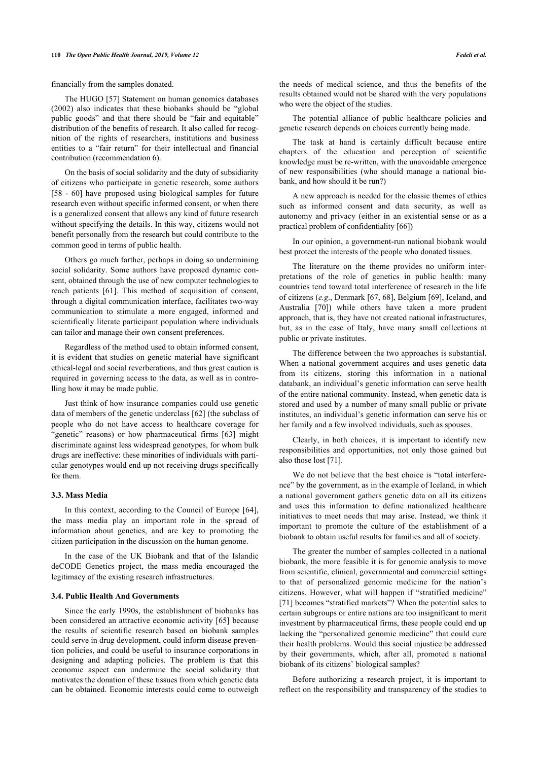financially from the samples donated.

The HUGO [57] Statement on human genomics databases (2002) also indicates that these biobanks should be "global public goods" and that there should be "fair and equitable" distribution of the benefits of research. It also called for recognition of the rights of researchers, institutions and business entities to a "fair return" for their intellectual and financial contribution (recommendation 6).

On the basis of social solidarity and the duty of subsidiarity of citizens who participate in genetic research, some authors [58 - 60] have proposed using biological samples for future research even without specific informed consent, or when there is a generalized consent that allows any kind of future research without specifying the details. In this way, citizens would not benefit personally from the research but could contribute to the common good in terms of public health.

Others go much farther, perhaps in doing so undermining social solidarity. Some authors have proposed dynamic consent, obtained through the use of new computer technologies to reach patients [61]. This method of acquisition of consent, through a digital communication interface, facilitates two-way communication to stimulate a more engaged, informed and scientifically literate participant population where individuals can tailor and manage their own consent preferences.

Regardless of the method used to obtain informed consent, it is evident that studies on genetic material have significant ethical-legal and social reverberations, and thus great caution is required in governing access to the data, as well as in controlling how it may be made public.

Just think of how insurance companies could use genetic data of members of the genetic underclass [62] (the subclass of people who do not have access to healthcare coverage for "genetic" reasons) or how pharmaceutical firms [63] might discriminate against less widespread genotypes, for whom bulk drugs are ineffective: these minorities of individuals with particular genotypes would end up not receiving drugs specifically for them.

### 3.3. Mass Media

In this context, according to the Council of Europe [64], the mass media play an important role in the spread of information about genetics, and are key to promoting the citizen participation in the discussion on the human genome.

In the case of the UK Biobank and that of the Islandic deCODE Genetics project, the mass media encouraged the legitimacy of the existing research infrastructures.

### 3.4. Public Health And Governments

Since the early 1990s, the establishment of biobanks has been considered an attractive economic activity [65] because the results of scientific research based on biobank samples could serve in drug development, could inform disease prevention policies, and could be useful to insurance corporations in designing and adapting policies. The problem is that this economic aspect can undermine the social solidarity that motivates the donation of these tissues from which genetic data can be obtained. Economic interests could come to outweigh the needs of medical science, and thus the benefits of the results obtained would not be shared with the very populations who were the object of the studies.

The potential alliance of public healthcare policies and genetic research depends on choices currently being made.

The task at hand is certainly difficult because entire chapters of the education and perception of scientific knowledge must be re-written, with the unavoidable emergence of new responsibilities (who should manage a national biobank, and how should it be run?)

A new approach is needed for the classic themes of ethics such as informed consent and data security, as well as autonomy and privacy (either in an existential sense or as a practical problem of confidentiality [66])

In our opinion, a government-run national biobank would best protect the interests of the people who donated tissues.

The literature on the theme provides no uniform interpretations of the role of genetics in public health: many countries tend toward total interference of research in the life of citizens (*e.g*., Denmark [67, 68], Belgium [69], Iceland, and Australia [70]) while others have taken a more prudent approach, that is, they have not created national infrastructures, but, as in the case of Italy, have many small collections at public or private institutes.

The difference between the two approaches is substantial. When a national government acquires and uses genetic data from its citizens, storing this information in a national databank, an individual's genetic information can serve health of the entire national community. Instead, when genetic data is stored and used by a number of many small public or private institutes, an individual's genetic information can serve his or her family and a few involved individuals, such as spouses.

Clearly, in both choices, it is important to identify new responsibilities and opportunities, not only those gained but also those lost [71].

We do not believe that the best choice is "total interference" by the government, as in the example of Iceland, in which a national government gathers genetic data on all its citizens and uses this information to define nationalized healthcare initiatives to meet needs that may arise. Instead, we think it important to promote the culture of the establishment of a biobank to obtain useful results for families and all of society.

The greater the number of samples collected in a national biobank, the more feasible it is for genomic analysis to move from scientific, clinical, governmental and commercial settings to that of personalized genomic medicine for the nation's citizens. However, what will happen if "stratified medicine" [71] becomes "stratified markets"? When the potential sales to certain subgroups or entire nations are too insignificant to merit investment by pharmaceutical firms, these people could end up lacking the "personalized genomic medicine" that could cure their health problems. Would this social injustice be addressed by their governments, which, after all, promoted a national biobank of its citizens' biological samples?

Before authorizing a research project, it is important to reflect on the responsibility and transparency of the studies to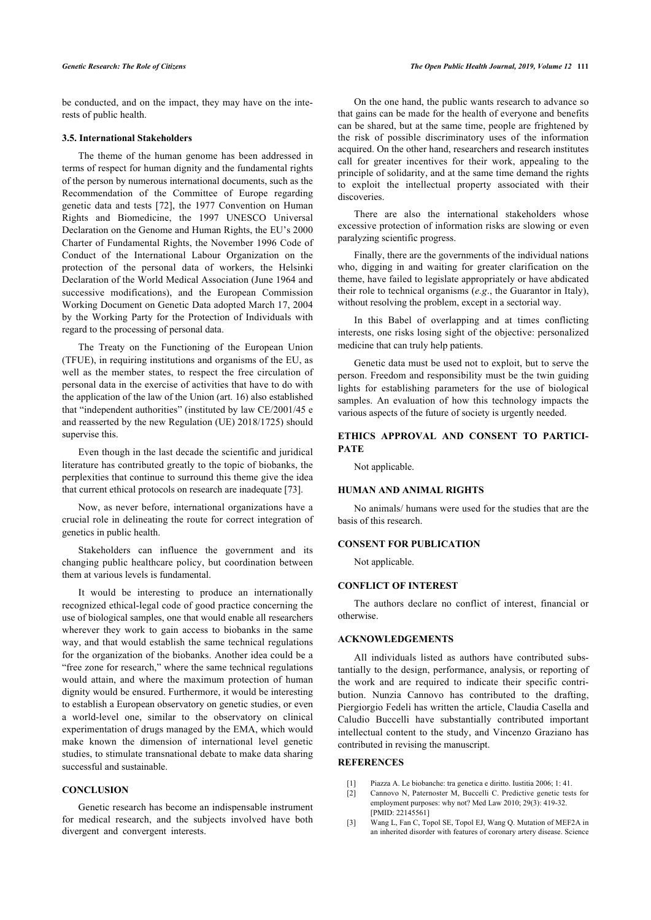be conducted, and on the impact, they may have on the interests of public health.

### 3.5. International Stakeholders

The theme of the human genome has been addressed in terms of respect for human dignity and the fundamental rights of the person by numerous international documents, such as the Recommendation of the Committee of Europe regarding genetic data and tests [72], the 1977 Convention on Human Rights and Biomedicine, the 1997 UNESCO Universal Declaration on the Genome and Human Rights, the EU's 2000 Charter of Fundamental Rights, the November 1996 Code of Conduct of the International Labour Organization on the protection of the personal data of workers, the Helsinki Declaration of the World Medical Association (June 1964 and successive modifications), and the European Commission Working Document on Genetic Data adopted March 17, 2004 by the Working Party for the Protection of Individuals with regard to the processing of personal data.

The Treaty on the Functioning of the European Union (TFUE), in requiring institutions and organisms of the EU, as well as the member states, to respect the free circulation of personal data in the exercise of activities that have to do with the application of the law of the Union (art. 16) also established that "independent authorities" (instituted by law CE/2001/45 e and reasserted by the new Regulation (UE) 2018/1725) should supervise this.

Even though in the last decade the scientific and juridical literature has contributed greatly to the topic of biobanks, the perplexities that continue to surround this theme give the idea that current ethical protocols on research are inadequate [73].

Now, as never before, international organizations have a crucial role in delineating the route for correct integration of genetics in public health.

Stakeholders can influence the government and its changing public healthcare policy, but coordination between them at various levels is fundamental.

It would be interesting to produce an internationally recognized ethical-legal code of good practice concerning the use of biological samples, one that would enable all researchers wherever they work to gain access to biobanks in the same way, and that would establish the same technical regulations for the organization of the biobanks. Another idea could be a "free zone for research," where the same technical regulations would attain, and where the maximum protection of human dignity would be ensured. Furthermore, it would be interesting to establish a European observatory on genetic studies, or even a world-level one, similar to the observatory on clinical experimentation of drugs managed by the EMA, which would make known the dimension of international level genetic studies, to stimulate transnational debate to make data sharing successful and sustainable.

## CONCLUSION

Genetic research has become an indispensable instrument for medical research, and the subjects involved have both divergent and convergent interests.

On the one hand, the public wants research to advance so that gains can be made for the health of everyone and benefits can be shared, but at the same time, people are frightened by the risk of possible discriminatory uses of the information acquired. On the other hand, researchers and research institutes call for greater incentives for their work, appealing to the principle of solidarity, and at the same time demand the rights to exploit the intellectual property associated with their discoveries.

There are also the international stakeholders whose excessive protection of information risks are slowing or even paralyzing scientific progress.

Finally, there are the governments of the individual nations who, digging in and waiting for greater clarification on the theme, have failed to legislate appropriately or have abdicated their role to technical organisms (*e.g*., the Guarantor in Italy), without resolving the problem, except in a sectorial way.

In this Babel of overlapping and at times conflicting interests, one risks losing sight of the objective: personalized medicine that can truly help patients.

Genetic data must be used not to exploit, but to serve the person. Freedom and responsibility must be the twin guiding lights for establishing parameters for the use of biological samples. An evaluation of how this technology impacts the various aspects of the future of society is urgently needed.

## ETHICS APPROVAL AND CONSENT TO PARTICIPATE

Not applicable.

## HUMAN AND ANIMAL RIGHTS

No animals/ humans were used for the studies that are the basis of this research.

## CONSENT FOR PUBLICATION

Not applicable.

## CONFLICT OF INTEREST

The authors declare no conflict of interest, financial or otherwise.

## ACKNOWLEDGEMENTS

All individuals listed as authors have contributed substantially to the design, performance, analysis, or reporting of the work and are required to indicate their specific contribution. Nunzia Cannovo has contributed to the drafting, Piergiorgio Fedeli has written the article, Claudia Casella and Caludio Buccelli have substantially contributed important intellectual content to the study, and Vincenzo Graziano has contributed in revising the manuscript.

## REFERENCES

[1] Piazza A. Le biobanche: tra genetica e diritto. Iustitia 2006; 1: 41.

[2] Cannovo N, Paternoster M, Buccelli C. Predictive genetic tests for employment purposes: why not? Med Law 2010; 29(3): 419-32. [PMID: 22145561]

[3] Wang L, Fan C, Topol SE, Topol EJ, Wang Q. Mutation of MEF2A in an inherited disorder with features of coronary artery disease. Science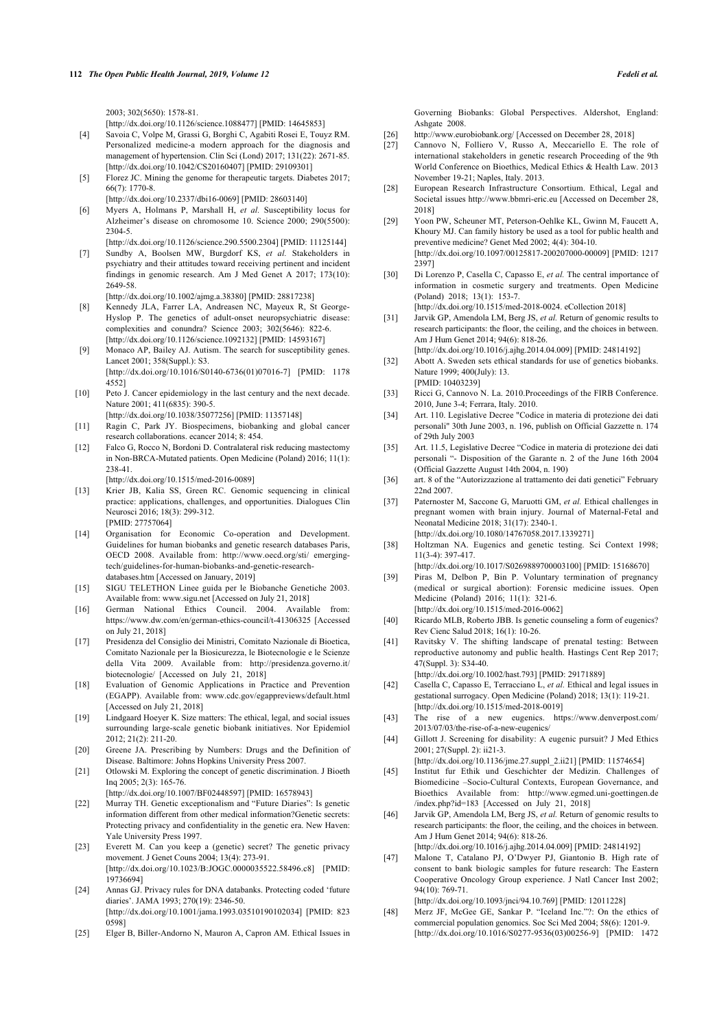2003; 302(5650): 1578-81.
[http://dx.doi.org/10.1126/science.1088477] [PMID: 14645853]

[4] Savoia C, Volpe M, Grassi G, Borghi C, Agabiti Rosei E, Touyz RM. Personalized medicine-a modern approach for the diagnosis and management of hypertension. Clin Sci (Lond) 2017; 131(22): 2671-85. [http://dx.doi.org/10.1042/CS20160407] [PMID: 29109301]

[5] Florez JC. Mining the genome for therapeutic targets. Diabetes 2017; 66(7): 1770-8.
[http://dx.doi.org/10.2337/dbi16-0069] [PMID: 28603140]

[6] Myers A, Holmans P, Marshall H, *et al.* Susceptibility locus for Alzheimer's disease on chromosome 10. Science 2000; 290(5500): 2304-5.
[http://dx.doi.org/10.1126/science.290.5500.2304] [PMID: 11125144]

[7] Sundby A, Boolsen MW, Burgdorf KS, *et al.* Stakeholders in psychiatry and their attitudes toward receiving pertinent and incident findings in genomic research. Am J Med Genet A 2017; 173(10): 2649-58.
[http://dx.doi.org/10.1002/ajmg.a.38380] [PMID: 28817238]

[8] Kennedy JLA, Farrer LA, Andreasen NC, Mayeux R, St George-Hyslop P. The genetics of adult-onset neuropsychiatric disease: complexities and conundra? Science 2003; 302(5646): 822-6.
[http://dx.doi.org/10.1126/science.1092132] [PMID: 14593167]

[9] Monaco AP, Bailey AJ. Autism. The search for susceptibility genes. Lancet 2001; 358(Suppl.): S3.
[http://dx.doi.org/10.1016/S0140-6736(01)07016-7] [PMID: 11784552]

[10] Peto J. Cancer epidemiology in the last century and the next decade. Nature 2001; 411(6835): 390-5.
[http://dx.doi.org/10.1038/35077256] [PMID: 11357148]

[11] Ragin C, Park JY. Biospecimens, biobanking and global cancer research collaborations. ecancer 2014; 8: 454.

[12] Falco G, Rocco N, Bordoni D. Contralateral risk reducing mastectomy in Non-BRCA-Mutated patients. Open Medicine (Poland) 2016; 11(1): 238-41.
[http://dx.doi.org/10.1515/med-2016-0089]

[13] Krier JB, Kalia SS, Green RC. Genomic sequencing in clinical practice: applications, challenges, and opportunities. Dialogues Clin Neurosci 2016; 18(3): 299-312.
[PMID: 27757064]

[14] Organisation for Economic Co-operation and Development. Guidelines for human biobanks and genetic research databases Paris, OECD 2008. Available from: http://www.oecd.org/sti/ emerging-tech/guidelines-for-human-biobanks-and-genetic-research-databases.htm [Accessed on January, 2019]

[15] SIGU TELETHON Linee guida per le Biobanche Genetiche 2003. Available from: www.sigu.net [Accessed on July 21, 2018]

[16] German National Ethics Council. 2004. Available from: https://www.dw.com/en/german-ethics-council/t-41306325 [Accessed on July 21, 2018]

[17] Presidenza del Consiglio dei Ministri, Comitato Nazionale di Bioetica, Comitato Nazionale per la Biosicurezza, le Biotecnologie e le Scienze della Vita 2009. Available from: http://presidenza.governo.it/biotecnologie/ [Accessed on July 21, 2018]

[18] Evaluation of Genomic Applications in Practice and Prevention (EGAPP). Available from: www.cdc.gov/egappreviews/default.html [Accessed on July 21, 2018]

[19] Lindgaard Hoeyer K. Size matters: The ethical, legal, and social issues surrounding large-scale genetic biobank initiatives. Nor Epidemiol 2012; 21(2): 211-20.

[20] Greene JA. Prescribing by Numbers: Drugs and the Definition of Disease. Baltimore: Johns Hopkins University Press 2007.

[21] Otlowski M. Exploring the concept of genetic discrimination. J Bioeth Inq 2005; 2(3): 165-76.
[http://dx.doi.org/10.1007/BF02448597] [PMID: 16578943]

[22] Murray TH. Genetic exceptionalism and "Future Diaries": Is genetic information different from other medical information?Genetic secrets: Protecting privacy and confidentiality in the genetic era. New Haven: Yale University Press 1997.

[23] Everett M. Can you keep a (genetic) secret? The genetic privacy movement. J Genet Couns 2004; 13(4): 273-91.
[http://dx.doi.org/10.1023/B:JOGC.0000035522.58496.c8] [PMID: 19736694]

[24] Annas GJ. Privacy rules for DNA databanks. Protecting coded 'future diaries'. JAMA 1993; 270(19): 2346-50.
[http://dx.doi.org/10.1001/jama.1993.03510190102034] [PMID: 8230598]

[25] Elger B, Biller-Andorno N, Mauron A, Capron AM. Ethical Issues in Governing Biobanks: Global Perspectives. Aldershot, England: Ashgate 2008.

[26] http://www.eurobiobank.org/ [Accessed on December 28, 2018]

[27] Cannovo N, Folliero V, Russo A, Meccariello E. The role of international stakeholders in genetic research Proceeding of the 9th World Conference on Bioethics, Medical Ethics & Health Law. 2013 November 19-21; Naples, Italy. 2013.

[28] European Research Infrastructure Consortium. Ethical, Legal and Societal issues http://www.bbmri-eric.eu [Accessed on December 28, 2018]

[29] Yoon PW, Scheuner MT, Peterson-Oehlke KL, Gwinn M, Faucett A, Khoury MJ. Can family history be used as a tool for public health and preventive medicine? Genet Med 2002; 4(4): 304-10.
[http://dx.doi.org/10.1097/00125817-200207000-00009] [PMID: 12172397]

[30] Di Lorenzo P, Casella C, Capasso E, *et al.* The central importance of information in cosmetic surgery and treatments. Open Medicine (Poland) 2018; 13(1): 153-7.
[http://dx.doi.org/10.1515/med-2018-0024. eCollection 2018]

[31] Jarvik GP, Amendola LM, Berg JS, *et al.* Return of genomic results to research participants: the floor, the ceiling, and the choices in between. Am J Hum Genet 2014; 94(6): 818-26.
[http://dx.doi.org/10.1016/j.ajhg.2014.04.009] [PMID: 24814192]

[32] Abott A. Sweden sets ethical standards for use of genetics biobanks. Nature 1999; 400(July): 13.
[PMID: 10403239]

[33] Ricci G, Cannovo N. La. 2010.Proceedings of the FIRB Conference. 2010, June 3-4; Ferrara, Italy. 2010.

[34] Art. 110. Legislative Decree "Codice in materia di protezione dei dati personali" 30th June 2003, n. 196, publish on Official Gazzette n. 174 of 29th July 2003

[35] Art. 11.5, Legislative Decree "Codice in materia di protezione dei dati personali "- Disposition of the Garante n. 2 of the June 16th 2004 (Official Gazzette August 14th 2004, n. 190)

[36] art. 8 of the "Autorizzazione al trattamento dei dati genetici" February 22nd 2007.

[37] Paternoster M, Saccone G, Maruotti GM, *et al.* Ethical challenges in pregnant women with brain injury. Journal of Maternal-Fetal and Neonatal Medicine 2018; 31(17): 2340-1.
[http://dx.doi.org/10.1080/14767058.2017.1339271]

[38] Holtzman NA. Eugenics and genetic testing. Sci Context 1998; 11(3-4): 397-417.
[http://dx.doi.org/10.1017/S0269889700003100] [PMID: 15168670]

[39] Piras M, Delbon P, Bin P. Voluntary termination of pregnancy (medical or surgical abortion): Forensic medicine issues. Open Medicine (Poland) 2016; 11(1): 321-6.
[http://dx.doi.org/10.1515/med-2016-0062]

[40] Ricardo MLB, Roberto JBB. Is genetic counseling a form of eugenics? Rev Cienc Salud 2018; 16(1): 10-26.

[41] Ravitsky V. The shifting landscape of prenatal testing: Between reproductive autonomy and public health. Hastings Cent Rep 2017; 47(Suppl. 3): S34-40.
[http://dx.doi.org/10.1002/hast.793] [PMID: 29171889]

[42] Casella C, Capasso E, Terracciano L, *et al.* Ethical and legal issues in gestational surrogacy. Open Medicine (Poland) 2018; 13(1): 119-21.
[http://dx.doi.org/10.1515/med-2018-0019]

[43] The rise of a new eugenics. https://www.denverpost.com/2013/07/03/the-rise-of-a-new-eugenics/

[44] Gillott J. Screening for disability: A eugenic pursuit? J Med Ethics 2001; 27(Suppl. 2): ii21-3.
[http://dx.doi.org/10.1136/jme.27.suppl_2.ii21] [PMID: 11574654]

[45] Institut fur Ethik und Geschichter der Medizin. Challenges of Biomedicine –Socio-Cultural Contexts, European Governance, and Bioethics Available from: http://www.egmed.uni-goettingen.de/index.php?id=183 [Accessed on July 21, 2018]

[46] Jarvik GP, Amendola LM, Berg JS, *et al.* Return of genomic results to research participants: the floor, the ceiling, and the choices in between. Am J Hum Genet 2014; 94(6): 818-26.
[http://dx.doi.org/10.1016/j.ajhg.2014.04.009] [PMID: 24814192]

[47] Malone T, Catalano PJ, O'Dwyer PJ, Giantonio B. High rate of consent to bank biologic samples for future research: The Eastern Cooperative Oncology Group experience. J Natl Cancer Inst 2002; 94(10): 769-71.
[http://dx.doi.org/10.1093/jnci/94.10.769] [PMID: 12011228]

[48] Merz JF, McGee GE, Sankar P. "Iceland Inc."?: On the ethics of commercial population genomics. Soc Sci Med 2004; 58(6): 1201-9.
[http://dx.doi.org/10.1016/S0277-9536(03)00256-9] [PMID: 1472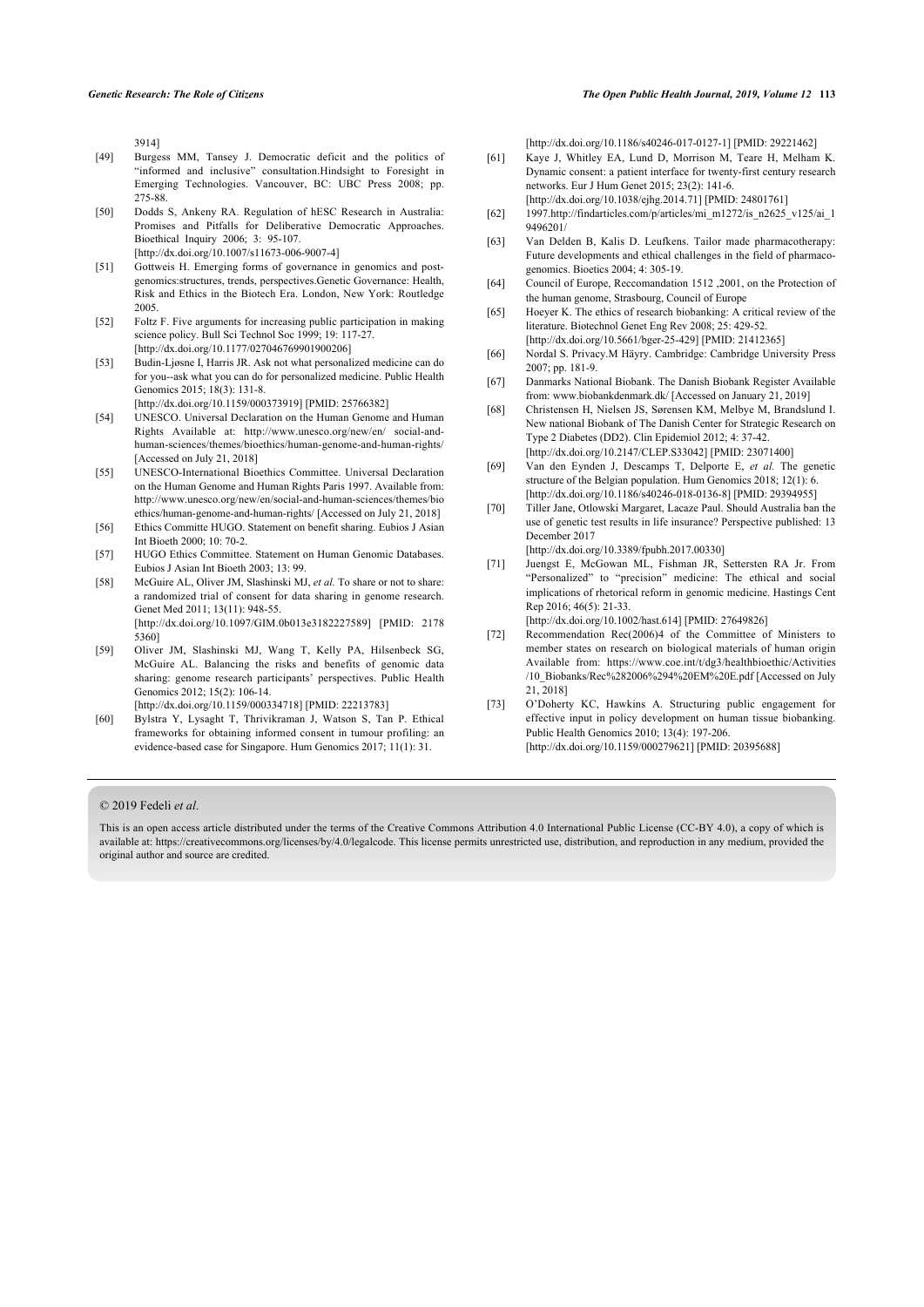3914]

[49] Burgess MM, Tansey J. Democratic deficit and the politics of "informed and inclusive" consultation.Hindsight to Foresight in Emerging Technologies. Vancouver, BC: UBC Press 2008; pp. 275-88.

[50] Dodds S, Ankeny RA. Regulation of hESC Research in Australia: Promises and Pitfalls for Deliberative Democratic Approaches. Bioethical Inquiry 2006; 3: 95-107. [http://dx.doi.org/10.1007/s11673-006-9007-4]

[51] Gottweis H. Emerging forms of governance in genomics and post-genomics:structures, trends, perspectives.Genetic Governance: Health, Risk and Ethics in the Biotech Era. London, New York: Routledge 2005.

[52] Foltz F. Five arguments for increasing public participation in making science policy. Bull Sci Technol Soc 1999; 19: 117-27. [http://dx.doi.org/10.1177/027046769901900206]

[53] Budin-Ljøsne I, Harris JR. Ask not what personalized medicine can do for you--ask what you can do for personalized medicine. Public Health Genomics 2015; 18(3): 131-8. [http://dx.doi.org/10.1159/000373919] [PMID: 25766382]

[54] UNESCO. Universal Declaration on the Human Genome and Human Rights Available at: http://www.unesco.org/new/en/ social-and-human-sciences/themes/bioethics/human-genome-and-human-rights/ [Accessed on July 21, 2018]

[55] UNESCO-International Bioethics Committee. Universal Declaration on the Human Genome and Human Rights Paris 1997. Available from: http://www.unesco.org/new/en/social-and-human-sciences/themes/bioethics/human-genome-and-human-rights/ [Accessed on July 21, 2018]

[56] Ethics Committe HUGO. Statement on benefit sharing. Eubios J Asian Int Bioeth 2000; 10: 70-2.

[57] HUGO Ethics Committee. Statement on Human Genomic Databases. Eubios J Asian Int Bioeth 2003; 13: 99.

[58] McGuire AL, Oliver JM, Slashinski MJ, *et al.* To share or not to share: a randomized trial of consent for data sharing in genome research. Genet Med 2011; 13(11): 948-55. [http://dx.doi.org/10.1097/GIM.0b013e3182227589] [PMID: 21785360]

[59] Oliver JM, Slashinski MJ, Wang T, Kelly PA, Hilsenbeck SG, McGuire AL. Balancing the risks and benefits of genomic data sharing: genome research participants' perspectives. Public Health Genomics 2012; 15(2): 106-14. [http://dx.doi.org/10.1159/000334718] [PMID: 22213783]

[60] Bylstra Y, Lysaght T, Thrivikraman J, Watson S, Tan P. Ethical frameworks for obtaining informed consent in tumour profiling: an evidence-based case for Singapore. Hum Genomics 2017; 11(1): 31. [http://dx.doi.org/10.1186/s40246-017-0127-1] [PMID: 29221462]

[61] Kaye J, Whitley EA, Lund D, Morrison M, Teare H, Melham K. Dynamic consent: a patient interface for twenty-first century research networks. Eur J Hum Genet 2015; 23(2): 141-6. [http://dx.doi.org/10.1038/ejhg.2014.71] [PMID: 24801761]

[62] 1997.http://findarticles.com/p/articles/mi_m1272/is_n2625_v125/ai_19496201/

[63] Van Delden B, Kalis D. Leufkens. Tailor made pharmacotherapy: Future developments and ethical challenges in the field of pharmacogenomics. Bioetics 2004; 4: 305-19.

[64] Council of Europe, Reccomandation 1512 ,2001, on the Protection of the human genome, Strasbourg, Council of Europe

[65] Hoeyer K. The ethics of research biobanking: A critical review of the literature. Biotechnol Genet Eng Rev 2008; 25: 429-52. [http://dx.doi.org/10.5661/bger-25-429] [PMID: 21412365]

[66] Nordal S. Privacy.M Häyry. Cambridge: Cambridge University Press 2007; pp. 181-9.

[67] Danmarks National Biobank. The Danish Biobank Register Available from: www.biobankdenmark.dk/ [Accessed on January 21, 2019]

[68] Christensen H, Nielsen JS, Sørensen KM, Melbye M, Brandslund I. New national Biobank of The Danish Center for Strategic Research on Type 2 Diabetes (DD2). Clin Epidemiol 2012; 4: 37-42. [http://dx.doi.org/10.2147/CLEP.S33042] [PMID: 23071400]

[69] Van den Eynden J, Descamps T, Delporte E, *et al.* The genetic structure of the Belgian population. Hum Genomics 2018; 12(1): 6. [http://dx.doi.org/10.1186/s40246-018-0136-8] [PMID: 29394955]

[70] Tiller Jane, Otlowski Margaret, Lacaze Paul. Should Australia ban the use of genetic test results in life insurance? Perspective published: 13 December 2017 [http://dx.doi.org/10.3389/fpubh.2017.00330]

[71] Juengst E, McGowan ML, Fishman JR, Settersten RA Jr. From "Personalized" to "precision" medicine: The ethical and social implications of rhetorical reform in genomic medicine. Hastings Cent Rep 2016; 46(5): 21-33. [http://dx.doi.org/10.1002/hast.614] [PMID: 27649826]

[72] Recommendation Rec(2006)4 of the Committee of Ministers to member states on research on biological materials of human origin Available from: https://www.coe.int/t/dg3/healthbioethic/Activities/10_Biobanks/Rec%282006%294%20EM%20E.pdf [Accessed on July 21, 2018]

[73] O'Doherty KC, Hawkins A. Structuring public engagement for effective input in policy development on human tissue biobanking. Public Health Genomics 2010; 13(4): 197-206. [http://dx.doi.org/10.1159/000279621] [PMID: 20395688]

© 2019 Fedeli *et al*.

This is an open access article distributed under the terms of the Creative Commons Attribution 4.0 International Public License (CC-BY 4.0), a copy of which is available at: https://creativecommons.org/licenses/by/4.0/legalcode. This license permits unrestricted use, distribution, and reproduction in any medium, provided the original author and source are credited.